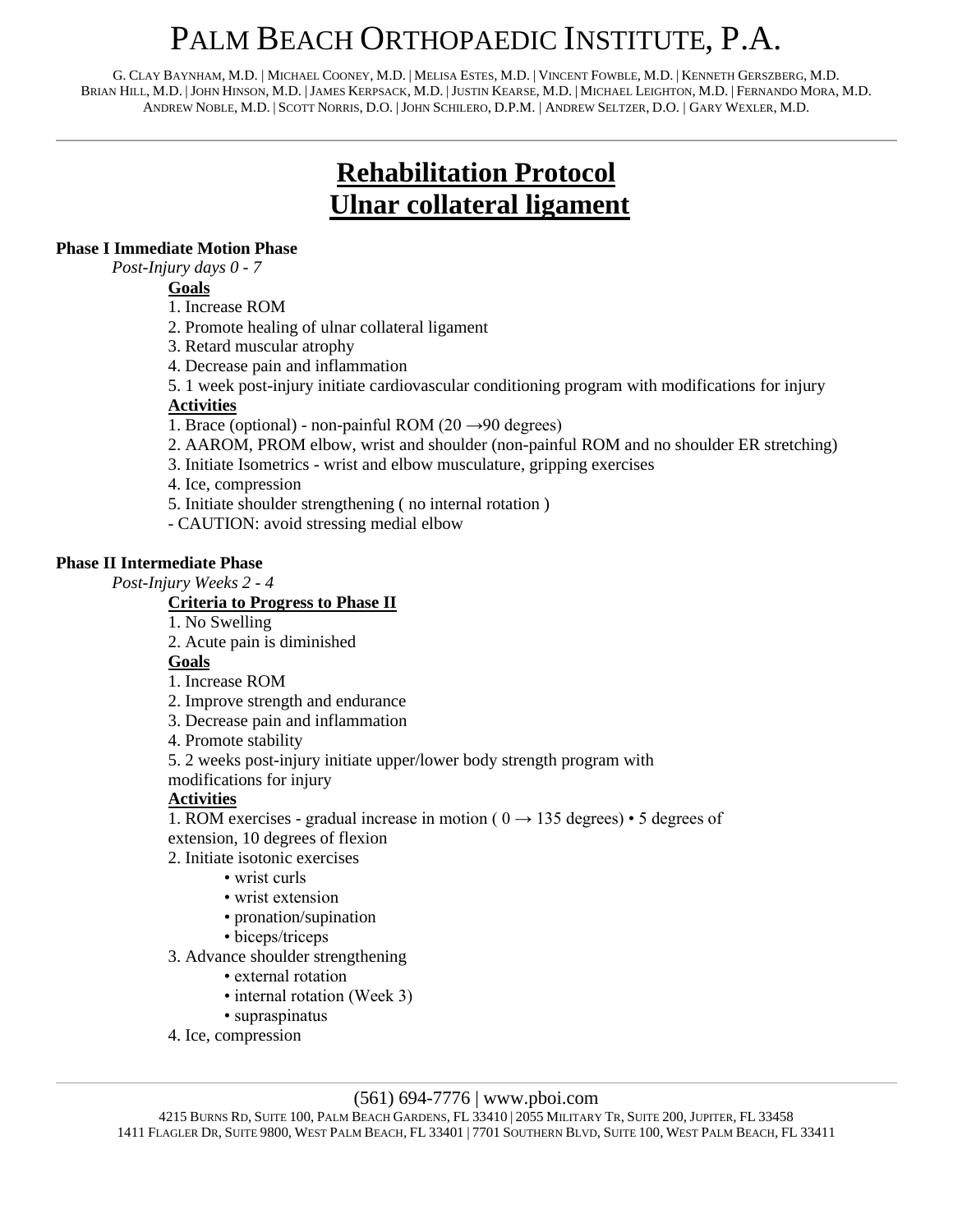# PALM BEACH ORTHOPAEDIC INSTITUTE, P.A.

G. CLAY BAYNHAM, M.D. | MICHAEL COONEY, M.D. | MELISA ESTES, M.D. | VINCENT FOWBLE, M.D. | KENNETH GERSZBERG, M.D.
BRIAN HILL, M.D. | JOHN HINSON, M.D. | JAMES KERPSACK, M.D. | JUSTIN KEARSE, M.D. | MICHAEL LEIGHTON, M.D. | FERNANDO MORA, M.D.
ANDREW NOBLE, M.D. | SCOTT NORRIS, D.O. | JOHN SCHILERO, D.P.M. | ANDREW SELTZER, D.O. | GARY WEXLER, M.D.

---

## Rehabilitation Protocol
## Ulnar collateral ligament

**Phase I Immediate Motion Phase**

*Post-Injury days 0 - 7*

**Goals**

1. Increase ROM
2. Promote healing of ulnar collateral ligament
3. Retard muscular atrophy
4. Decrease pain and inflammation
5. 1 week post-injury initiate cardiovascular conditioning program with modifications for injury

**Activities**

1. Brace (optional) - non-painful ROM (20 →90 degrees)
2. AAROM, PROM elbow, wrist and shoulder (non-painful ROM and no shoulder ER stretching)
3. Initiate Isometrics - wrist and elbow musculature, gripping exercises
4. Ice, compression
5. Initiate shoulder strengthening ( no internal rotation )

- CAUTION: avoid stressing medial elbow

**Phase II Intermediate Phase**

*Post-Injury Weeks 2 - 4*

**Criteria to Progress to Phase II**

1. No Swelling
2. Acute pain is diminished

**Goals**

1. Increase ROM
2. Improve strength and endurance
3. Decrease pain and inflammation
4. Promote stability
5. 2 weeks post-injury initiate upper/lower body strength program with modifications for injury

**Activities**

1. ROM exercises - gradual increase in motion ( 0 → 135 degrees) • 5 degrees of extension, 10 degrees of flexion
2. Initiate isotonic exercises
    - wrist curls
    - wrist extension
    - pronation/supination
    - biceps/triceps
3. Advance shoulder strengthening
    - external rotation
    - internal rotation (Week 3)
    - supraspinatus
4. Ice, compression

---

(561) 694-7776 | www.pboi.com
4215 BURNS RD, SUITE 100, PALM BEACH GARDENS, FL 33410 | 2055 MILITARY TR, SUITE 200, JUPITER, FL 33458
1411 FLAGLER DR, SUITE 9800, WEST PALM BEACH, FL 33401 | 7701 SOUTHERN BLVD, SUITE 100, WEST PALM BEACH, FL 33411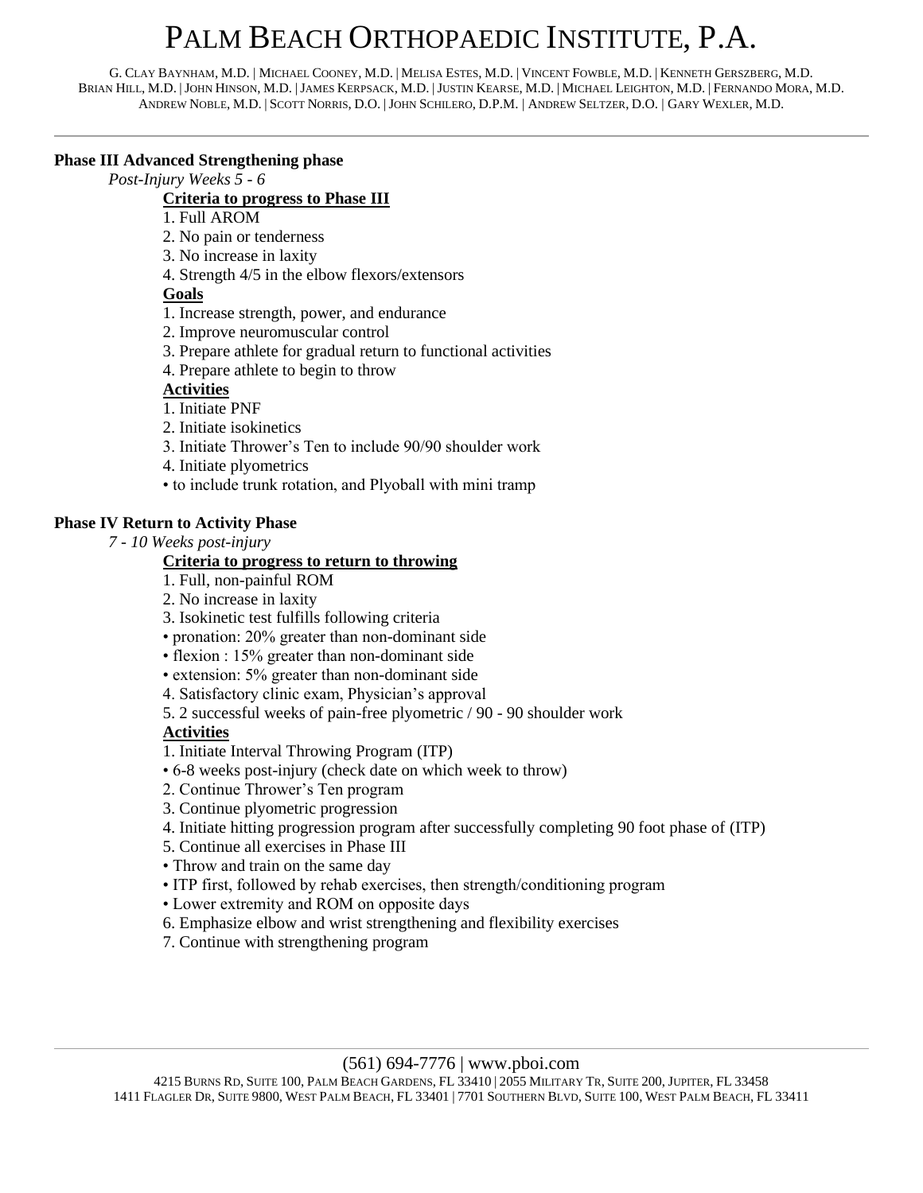### Phase III Advanced Strengthening phase

*Post-Injury Weeks 5 - 6*

**Criteria to progress to Phase III**

1. Full AROM
2. No pain or tenderness
3. No increase in laxity
4. Strength 4/5 in the elbow flexors/extensors

**Goals**

1. Increase strength, power, and endurance
2. Improve neuromuscular control
3. Prepare athlete for gradual return to functional activities
4. Prepare athlete to begin to throw

**Activities**

1. Initiate PNF
2. Initiate isokinetics
3. Initiate Thrower's Ten to include 90/90 shoulder work
4. Initiate plyometrics

• to include trunk rotation, and Plyoball with mini tramp

### Phase IV Return to Activity Phase

*7 - 10 Weeks post-injury*

**Criteria to progress to return to throwing**

1. Full, non-painful ROM
2. No increase in laxity
3. Isokinetic test fulfills following criteria

• pronation: 20% greater than non-dominant side
• flexion : 15% greater than non-dominant side
• extension: 5% greater than non-dominant side

4. Satisfactory clinic exam, Physician's approval
5. 2 successful weeks of pain-free plyometric / 90 - 90 shoulder work

**Activities**

1. Initiate Interval Throwing Program (ITP)

• 6-8 weeks post-injury (check date on which week to throw)

2. Continue Thrower's Ten program
3. Continue plyometric progression
4. Initiate hitting progression program after successfully completing 90 foot phase of (ITP)
5. Continue all exercises in Phase III

• Throw and train on the same day
• ITP first, followed by rehab exercises, then strength/conditioning program
• Lower extremity and ROM on opposite days

6. Emphasize elbow and wrist strengthening and flexibility exercises
7. Continue with strengthening program